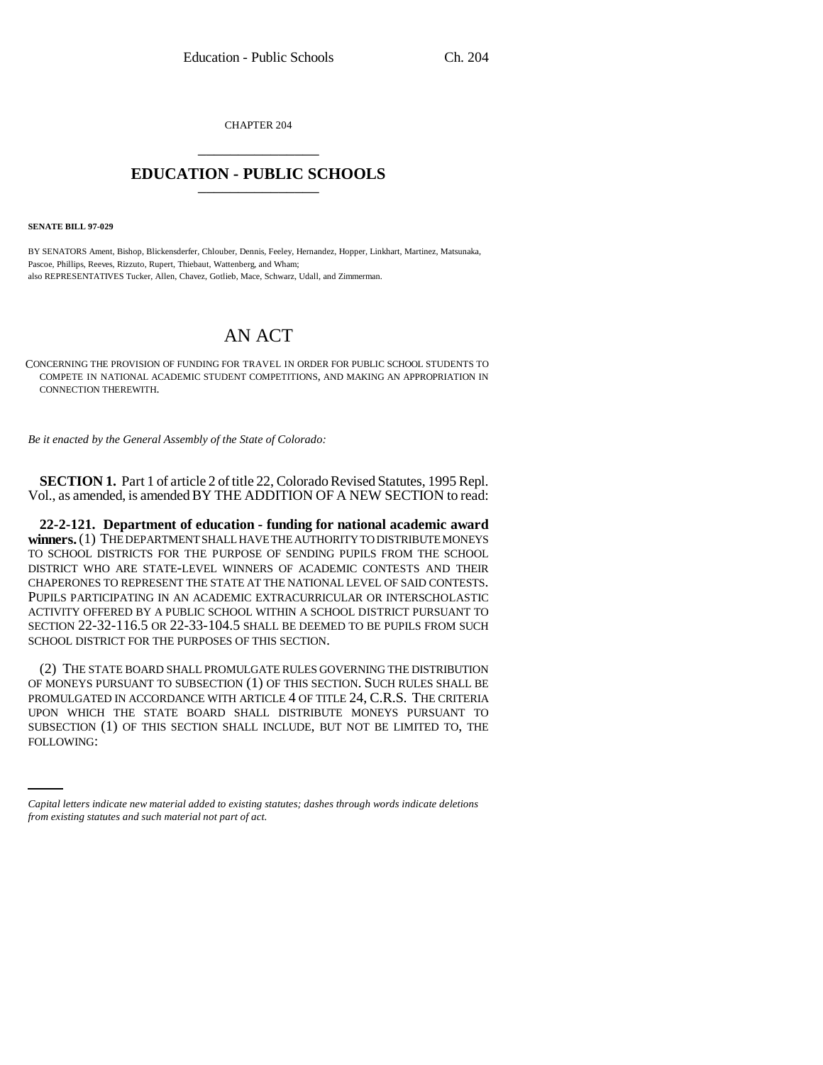CHAPTER 204

# EDUCATION - PUBLIC SCHOOLS

**SENATE BILL 97-029**

BY SENATORS Ament, Bishop, Blickensderfer, Chlouber, Dennis, Feeley, Hernandez, Hopper, Linkhart, Martinez, Matsunaka, Pascoe, Phillips, Reeves, Rizzuto, Rupert, Thiebaut, Wattenberg, and Wham;
also REPRESENTATIVES Tucker, Allen, Chavez, Gotlieb, Mace, Schwarz, Udall, and Zimmerman.

# AN ACT

CONCERNING THE PROVISION OF FUNDING FOR TRAVEL IN ORDER FOR PUBLIC SCHOOL STUDENTS TO COMPETE IN NATIONAL ACADEMIC STUDENT COMPETITIONS, AND MAKING AN APPROPRIATION IN CONNECTION THEREWITH.

*Be it enacted by the General Assembly of the State of Colorado:*

**SECTION 1.** Part 1 of article 2 of title 22, Colorado Revised Statutes, 1995 Repl. Vol., as amended, is amended BY THE ADDITION OF A NEW SECTION to read:

**22-2-121. Department of education - funding for national academic award winners.** (1) THE DEPARTMENT SHALL HAVE THE AUTHORITY TO DISTRIBUTE MONEYS TO SCHOOL DISTRICTS FOR THE PURPOSE OF SENDING PUPILS FROM THE SCHOOL DISTRICT WHO ARE STATE-LEVEL WINNERS OF ACADEMIC CONTESTS AND THEIR CHAPERONES TO REPRESENT THE STATE AT THE NATIONAL LEVEL OF SAID CONTESTS. PUPILS PARTICIPATING IN AN ACADEMIC EXTRACURRICULAR OR INTERSCHOLASTIC ACTIVITY OFFERED BY A PUBLIC SCHOOL WITHIN A SCHOOL DISTRICT PURSUANT TO SECTION 22-32-116.5 OR 22-33-104.5 SHALL BE DEEMED TO BE PUPILS FROM SUCH SCHOOL DISTRICT FOR THE PURPOSES OF THIS SECTION.

(2) THE STATE BOARD SHALL PROMULGATE RULES GOVERNING THE DISTRIBUTION OF MONEYS PURSUANT TO SUBSECTION (1) OF THIS SECTION. SUCH RULES SHALL BE PROMULGATED IN ACCORDANCE WITH ARTICLE 4 OF TITLE 24, C.R.S. THE CRITERIA UPON WHICH THE STATE BOARD SHALL DISTRIBUTE MONEYS PURSUANT TO SUBSECTION (1) OF THIS SECTION SHALL INCLUDE, BUT NOT BE LIMITED TO, THE FOLLOWING:

*Capital letters indicate new material added to existing statutes; dashes through words indicate deletions from existing statutes and such material not part of act.*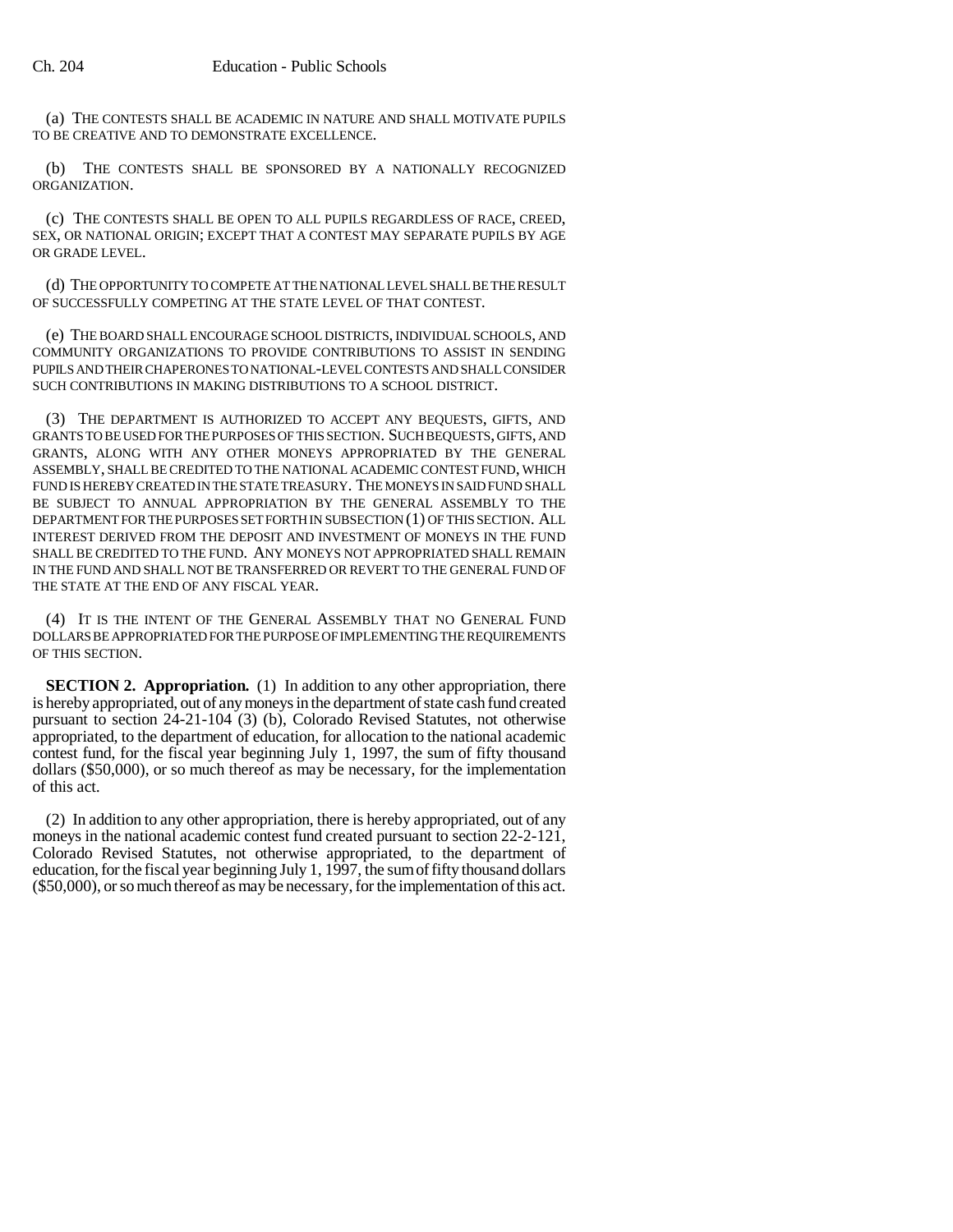(a) THE CONTESTS SHALL BE ACADEMIC IN NATURE AND SHALL MOTIVATE PUPILS TO BE CREATIVE AND TO DEMONSTRATE EXCELLENCE.

(b) THE CONTESTS SHALL BE SPONSORED BY A NATIONALLY RECOGNIZED ORGANIZATION.

(c) THE CONTESTS SHALL BE OPEN TO ALL PUPILS REGARDLESS OF RACE, CREED, SEX, OR NATIONAL ORIGIN; EXCEPT THAT A CONTEST MAY SEPARATE PUPILS BY AGE OR GRADE LEVEL.

(d) THE OPPORTUNITY TO COMPETE AT THE NATIONAL LEVEL SHALL BE THE RESULT OF SUCCESSFULLY COMPETING AT THE STATE LEVEL OF THAT CONTEST.

(e) THE BOARD SHALL ENCOURAGE SCHOOL DISTRICTS, INDIVIDUAL SCHOOLS, AND COMMUNITY ORGANIZATIONS TO PROVIDE CONTRIBUTIONS TO ASSIST IN SENDING PUPILS AND THEIR CHAPERONES TO NATIONAL-LEVEL CONTESTS AND SHALL CONSIDER SUCH CONTRIBUTIONS IN MAKING DISTRIBUTIONS TO A SCHOOL DISTRICT.

(3) THE DEPARTMENT IS AUTHORIZED TO ACCEPT ANY BEQUESTS, GIFTS, AND GRANTS TO BE USED FOR THE PURPOSES OF THIS SECTION. SUCH BEQUESTS, GIFTS, AND GRANTS, ALONG WITH ANY OTHER MONEYS APPROPRIATED BY THE GENERAL ASSEMBLY, SHALL BE CREDITED TO THE NATIONAL ACADEMIC CONTEST FUND, WHICH FUND IS HEREBY CREATED IN THE STATE TREASURY. THE MONEYS IN SAID FUND SHALL BE SUBJECT TO ANNUAL APPROPRIATION BY THE GENERAL ASSEMBLY TO THE DEPARTMENT FOR THE PURPOSES SET FORTH IN SUBSECTION (1) OF THIS SECTION. ALL INTEREST DERIVED FROM THE DEPOSIT AND INVESTMENT OF MONEYS IN THE FUND SHALL BE CREDITED TO THE FUND. ANY MONEYS NOT APPROPRIATED SHALL REMAIN IN THE FUND AND SHALL NOT BE TRANSFERRED OR REVERT TO THE GENERAL FUND OF THE STATE AT THE END OF ANY FISCAL YEAR.

(4) IT IS THE INTENT OF THE GENERAL ASSEMBLY THAT NO GENERAL FUND DOLLARS BE APPROPRIATED FOR THE PURPOSE OF IMPLEMENTING THE REQUIREMENTS OF THIS SECTION.

**SECTION 2. Appropriation.** (1) In addition to any other appropriation, there is hereby appropriated, out of any moneys in the department of state cash fund created pursuant to section 24-21-104 (3) (b), Colorado Revised Statutes, not otherwise appropriated, to the department of education, for allocation to the national academic contest fund, for the fiscal year beginning July 1, 1997, the sum of fifty thousand dollars ($50,000), or so much thereof as may be necessary, for the implementation of this act.

(2) In addition to any other appropriation, there is hereby appropriated, out of any moneys in the national academic contest fund created pursuant to section 22-2-121, Colorado Revised Statutes, not otherwise appropriated, to the department of education, for the fiscal year beginning July 1, 1997, the sum of fifty thousand dollars ($50,000), or so much thereof as may be necessary, for the implementation of this act.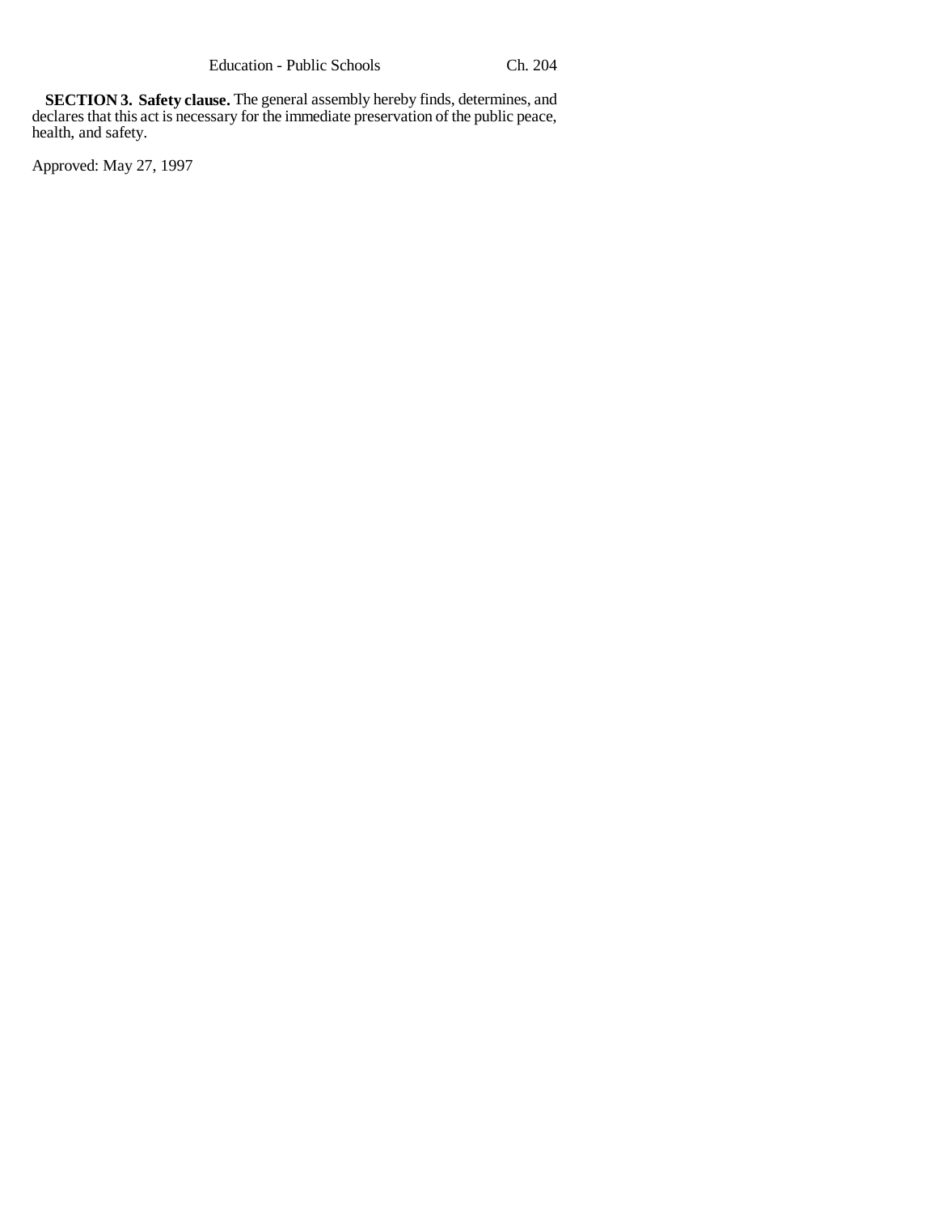**SECTION 3. Safety clause.** The general assembly hereby finds, determines, and declares that this act is necessary for the immediate preservation of the public peace, health, and safety.

Approved: May 27, 1997